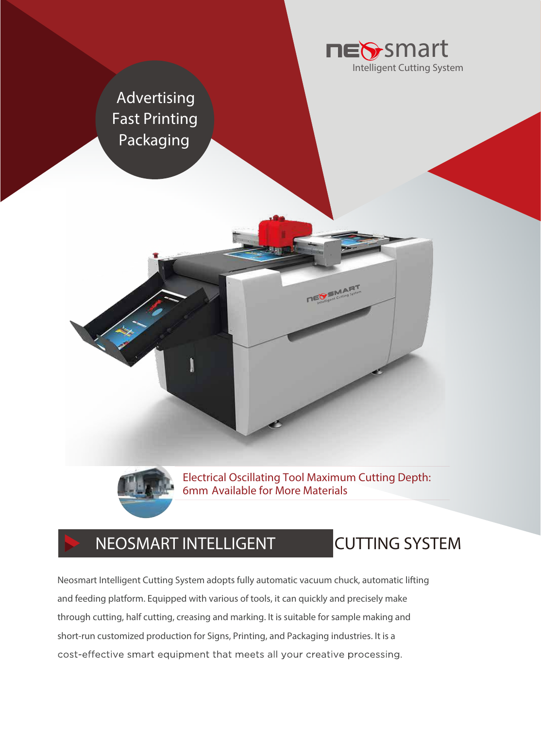neosmart
Intelligent Cutting System

Advertising
Fast Printing
Packaging

Electrical Oscillating Tool Maximum Cutting Depth: 6mm Available for More Materials

## NEOSMART INTELLIGENT CUTTING SYSTEM

Neosmart Intelligent Cutting System adopts fully automatic vacuum chuck, automatic lifting and feeding platform. Equipped with various of tools, it can quickly and precisely make through cutting, half cutting, creasing and marking. It is suitable for sample making and short-run customized production for Signs, Printing, and Packaging industries. It is a cost-effective smart equipment that meets all your creative processing.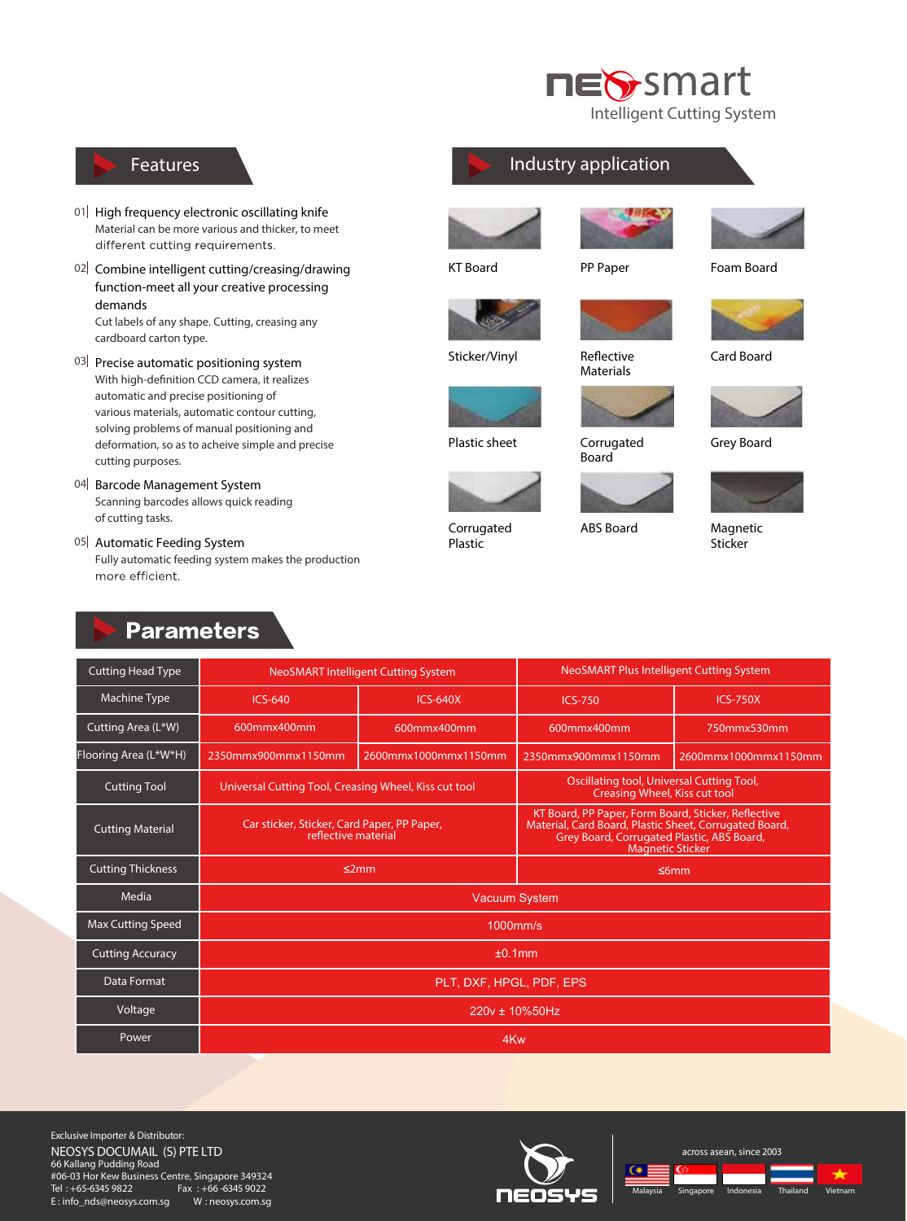neosmart
Intelligent Cutting System

## Features

01| **High frequency electronic oscillating knife**
Material can be more various and thicker, to meet different cutting requirements.

02| **Combine intelligent cutting/creasing/drawing function-meet all your creative processing demands**
Cut labels of any shape. Cutting, creasing any cardboard carton type.

03| **Precise automatic positioning system**
With high-definition CCD camera, it realizes automatic and precise positioning of various materials, automatic contour cutting, solving problems of manual positioning and deformation, so as to acheive simple and precise cutting purposes.

04| **Barcode Management System**
Scanning barcodes allows quick reading of cutting tasks.

05| **Automatic Feeding System**
Fully automatic feeding system makes the production more efficient.

## Industry application

KT Board
PP Paper
Foam Board
Sticker/Vinyl
Reflective Materials
Card Board
Plastic sheet
Corrugated Board
Grey Board
Corrugated Plastic
ABS Board
Magnetic Sticker

## Parameters

| Cutting Head Type | NeoSMART Intelligent Cutting System | | NeoSMART Plus Intelligent Cutting System | |
|---|---|---|---|---|
| Machine Type | ICS-640 | ICS-640X | ICS-750 | ICS-750X |
| Cutting Area (L*W) | 600mmx400mm | 600mmx400mm | 600mmx400mm | 750mmx530mm |
| Flooring Area (L*W*H) | 2350mmx900mmx1150mm | 2600mmx1000mmx1150mm | 2350mmx900mmx1150mm | 2600mmx1000mmx1150mm |
| Cutting Tool | Universal Cutting Tool, Creasing Wheel, Kiss cut tool | | Oscillating tool, Universal Cutting Tool, Creasing Wheel, Kiss cut tool | |
| Cutting Material | Car sticker, Sticker, Card Paper, PP Paper, reflective material | | KT Board, PP Paper, Form Board, Sticker, Reflective Material, Card Board, Plastic Sheet, Corrugated Board, Grey Board, Corrugated Plastic, ABS Board, Magnetic Sticker | |
| Cutting Thickness | ≤2mm | | ≤6mm | |
| Media | Vacuum System | | | |
| Max Cutting Speed | 1000mm/s | | | |
| Cutting Accuracy | ±0.1mm | | | |
| Data Format | PLT, DXF, HPGL, PDF, EPS | | | |
| Voltage | 220v ± 10%50Hz | | | |
| Power | 4Kw | | | |

Exclusive Importer & Distributor:
NEOSYS DOCUMAIL (S) PTE LTD
66 Kallang Pudding Road
#06-03 Hor Kew Business Centre, Singapore 349324
Tel : +65-6345 9822 Fax : +66 -6345 9022
E : info_nds@neosys.com.sg W : neosys.com.sg

NEOSYS

across asean, since 2003
Malaysia Singapore Indonesia Thailand Vietnam